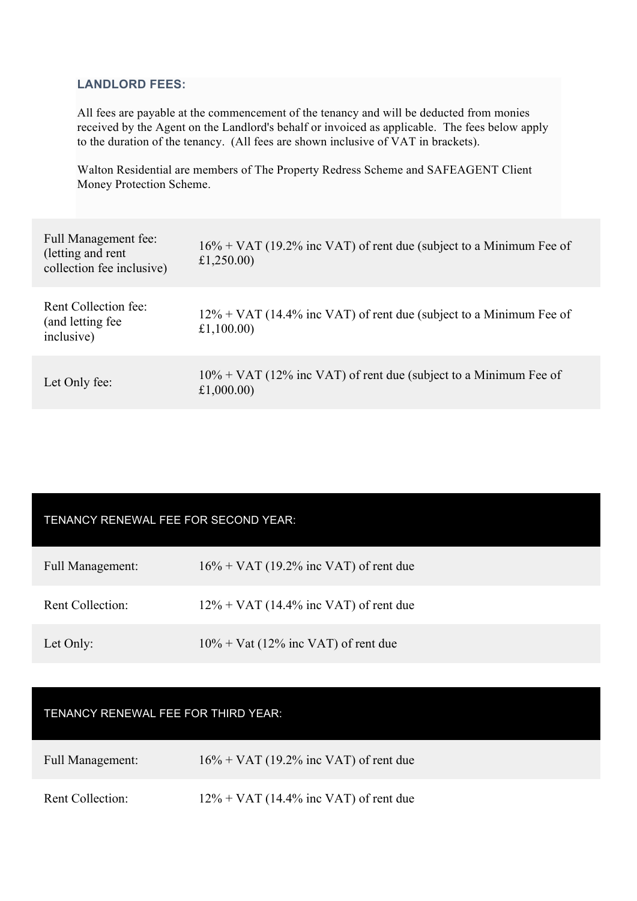## LANDLORD FEES:

All fees are payable at the commencement of the tenancy and will be deducted from monies received by the Agent on the Landlord's behalf or invoiced as applicable. The fees below apply to the duration of the tenancy. (All fees are shown inclusive of VAT in brackets).

Walton Residential are members of The Property Redress Scheme and SAFEAGENT Client Money Protection Scheme.

| | |
|---|---|
| Full Management fee: (letting and rent collection fee inclusive) | 16% + VAT (19.2% inc VAT) of rent due (subject to a Minimum Fee of £1,250.00) |
| Rent Collection fee: (and letting fee inclusive) | 12% + VAT (14.4% inc VAT) of rent due (subject to a Minimum Fee of £1,100.00) |
| Let Only fee: | 10% + VAT (12% inc VAT) of rent due (subject to a Minimum Fee of £1,000.00) |

| TENANCY RENEWAL FEE FOR SECOND YEAR: | |
|---|---|
| Full Management: | 16% + VAT (19.2% inc VAT) of rent due |
| Rent Collection: | 12% + VAT (14.4% inc VAT) of rent due |
| Let Only: | 10% + Vat (12% inc VAT) of rent due |

| TENANCY RENEWAL FEE FOR THIRD YEAR: | |
|---|---|
| Full Management: | 16% + VAT (19.2% inc VAT) of rent due |
| Rent Collection: | 12% + VAT (14.4% inc VAT) of rent due |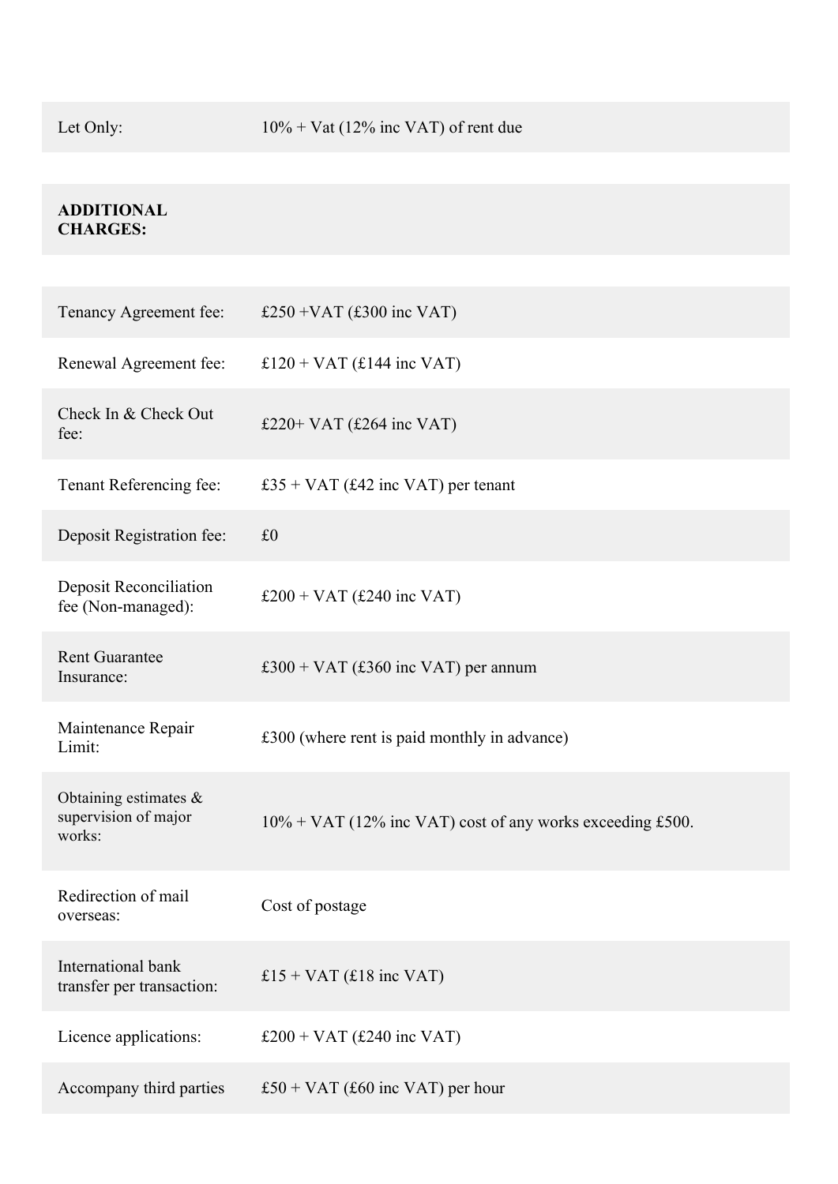| | |
|---|---|
| Let Only: | 10% + Vat (12% inc VAT) of rent due |

**ADDITIONAL CHARGES:**

| | |
|---|---|
| Tenancy Agreement fee: | £250 +VAT (£300 inc VAT) |
| Renewal Agreement fee: | £120 + VAT (£144 inc VAT) |
| Check In & Check Out fee: | £220+ VAT (£264 inc VAT) |
| Tenant Referencing fee: | £35 + VAT (£42 inc VAT) per tenant |
| Deposit Registration fee: | £0 |
| Deposit Reconciliation fee (Non-managed): | £200 + VAT (£240 inc VAT) |
| Rent Guarantee Insurance: | £300 + VAT (£360 inc VAT) per annum |
| Maintenance Repair Limit: | £300 (where rent is paid monthly in advance) |
| Obtaining estimates & supervision of major works: | 10% + VAT (12% inc VAT) cost of any works exceeding £500. |
| Redirection of mail overseas: | Cost of postage |
| International bank transfer per transaction: | £15 + VAT (£18 inc VAT) |
| Licence applications: | £200 + VAT (£240 inc VAT) |
| Accompany third parties | £50 + VAT (£60 inc VAT) per hour |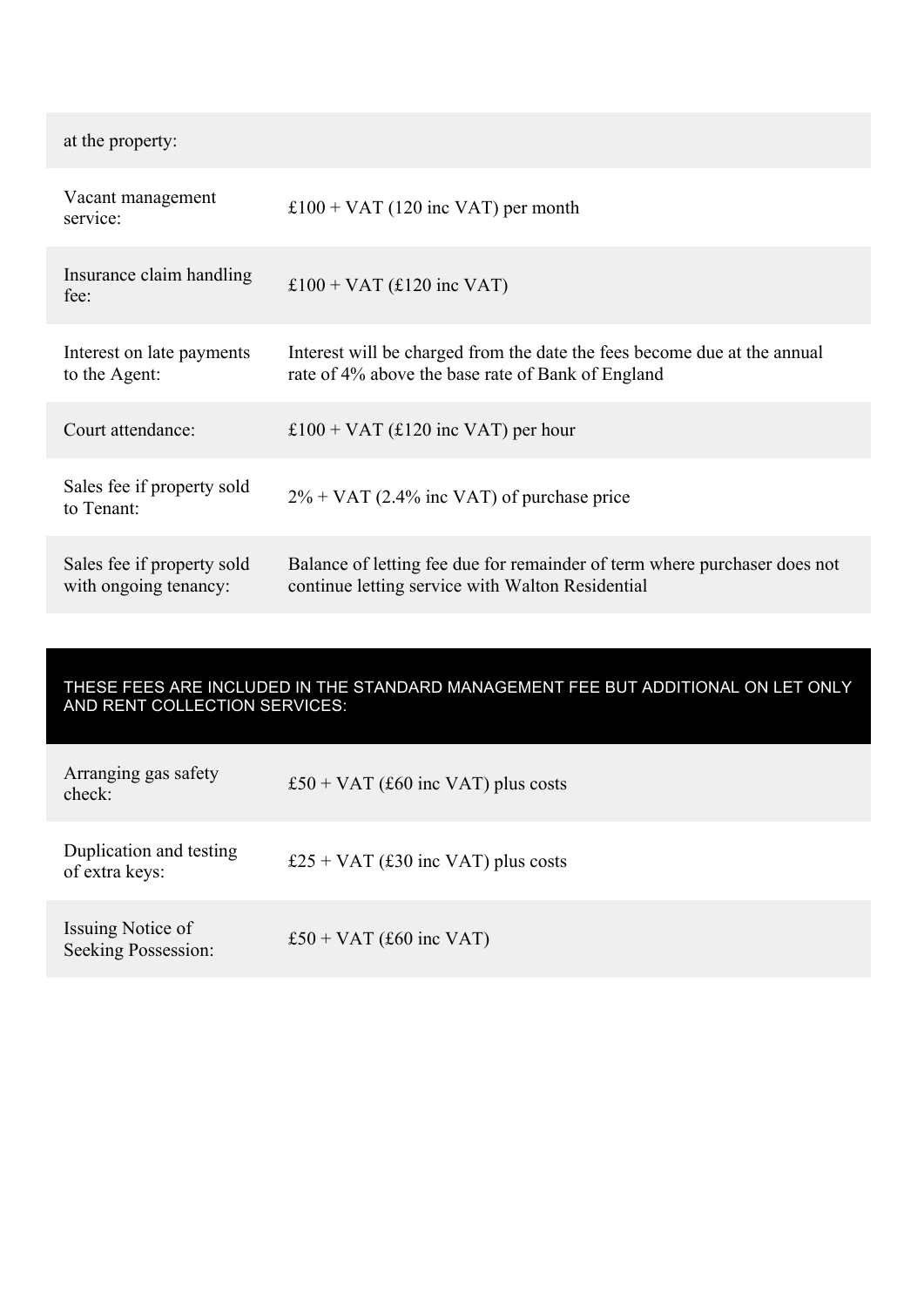| | |
|---|---|
| at the property: | |
| Vacant management service: | £100 + VAT (120 inc VAT) per month |
| Insurance claim handling fee: | £100 + VAT (£120 inc VAT) |
| Interest on late payments to the Agent: | Interest will be charged from the date the fees become due at the annual rate of 4% above the base rate of Bank of England |
| Court attendance: | £100 + VAT (£120 inc VAT) per hour |
| Sales fee if property sold to Tenant: | 2% + VAT (2.4% inc VAT) of purchase price |
| Sales fee if property sold with ongoing tenancy: | Balance of letting fee due for remainder of term where purchaser does not continue letting service with Walton Residential |

THESE FEES ARE INCLUDED IN THE STANDARD MANAGEMENT FEE BUT ADDITIONAL ON LET ONLY AND RENT COLLECTION SERVICES:

| | |
|---|---|
| Arranging gas safety check: | £50 + VAT (£60 inc VAT) plus costs |
| Duplication and testing of extra keys: | £25 + VAT (£30 inc VAT) plus costs |
| Issuing Notice of Seeking Possession: | £50 + VAT (£60 inc VAT) |